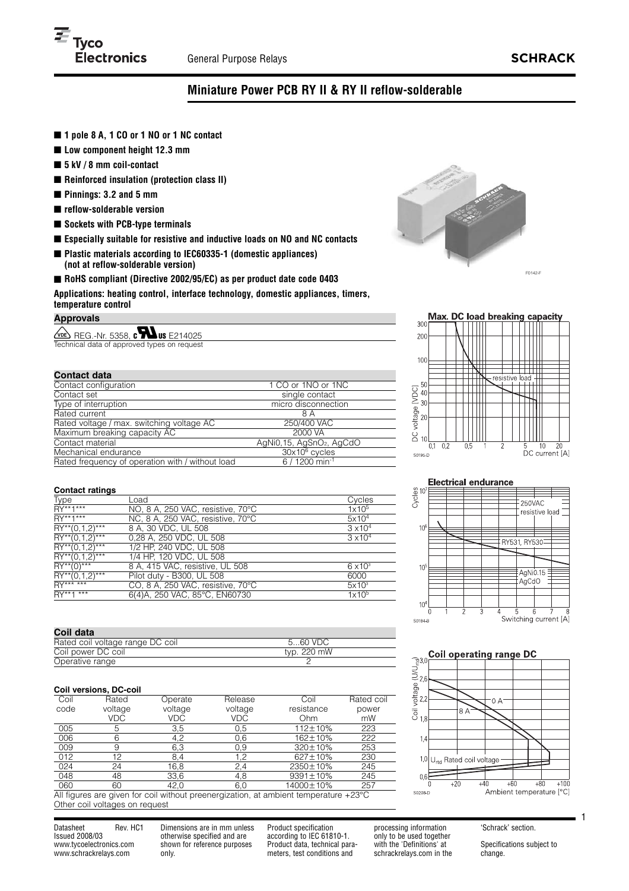General Purpose Relays

**SCHRACK**

# Miniature Power PCB RY II & RY II reflow-solderable

- **1 pole 8 A, 1 CO or 1 NO or 1 NC contact**
- **Low component height 12.3 mm**
- **5 kV / 8 mm coil-contact**
- **Reinforced insulation (protection class II)**
- **Pinnings: 3.2 and 5 mm**
- **reflow-solderable version**
- **Sockets with PCB-type terminals**
- **Especially suitable for resistive and inductive loads on NO and NC contacts**
- **Plastic materials according to IEC60335-1 (domestic appliances) (not at reflow-solderable version)**
- **RoHS compliant (Directive 2002/95/EC) as per product date code 0403**

**Applications: heating control, interface technology, domestic appliances, timers, temperature control**

## Approvals

VDE REG.-Nr. 5358, cULus E214025
Technical data of approved types on request

## Contact data

| | |
|---|---|
| Contact configuration | 1 CO or 1NO or 1NC |
| Contact set | single contact |
| Type of interruption | micro disconnection |
| Rated current | 8 A |
| Rated voltage / max. switching voltage AC | 250/400 VAC |
| Maximum breaking capacity AC | 2000 VA |
| Contact material | AgNi0,15, $AgSnO_2$, AgCdO |
| Mechanical endurance | $30x10^6$ cycles |
| Rated frequency of operation with / without load | 6 / 1200 $min^{-1}$ |

## Contact ratings

| Type | Load | Cycles |
|---|---|---|
| RY**1*** | NO, 8 A, 250 VAC, resistive, 70°C | $1x10^5$ |
| RY**1*** | NC, 8 A, 250 VAC, resistive, 70°C | $5x10^4$ |
| RY**(0,1,2)*** | 8 A, 30 VDC, UL 508 | $3 x10^4$ |
| RY**(0,1,2)*** | 0,28 A, 250 VDC, UL 508 | $3 x10^4$ |
| RY**(0,1,2)*** | 1/2 HP, 240 VDC, UL 508 | |
| RY**(0,1,2)*** | 1/4 HP, 120 VDC, UL 508 | |
| RY**(0)*** | 8 A, 415 VAC, resistive, UL 508 | $6 x10^3$ |
| RY**(0,1,2)*** | Pilot duty - B300, UL 508 | 6000 |
| RY*** *** | CO, 8 A, 250 VAC, resistive, 70°C | $5x10^3$ |
| RY**1 *** | 6(4)A, 250 VAC, 85°C, EN60730 | $1x10^5$ |

## Coil data

| | |
|---|---|
| Rated coil voltage range DC coil | 5...60 VDC |
| Coil power DC coil | typ. 220 mW |
| Operative range | 2 |

### Coil versions, DC-coil

| Coil code | Rated voltage VDC | Operate voltage VDC | Release voltage VDC | Coil resistance Ohm | Rated coil power mW |
|---|---|---|---|---|---|
| 005 | 5 | 3,5 | 0,5 | 112±10% | 223 |
| 006 | 6 | 4,2 | 0,6 | 162±10% | 222 |
| 009 | 9 | 6,3 | 0,9 | 320±10% | 253 |
| 012 | 12 | 8,4 | 1,2 | 627±10% | 230 |
| 024 | 24 | 16,8 | 2,4 | 2350±10% | 245 |
| 048 | 48 | 33,6 | 4,8 | 9391±10% | 245 |
| 060 | 60 | 42,0 | 6,0 | 14000±10% | 257 |

All figures are given for coil without preenergization, at ambient temperature +23°C
Other coil voltages on request

**Max. DC load breaking capacity**

**Electrical endurance**

**Coil operating range DC**

Datasheet Rev. HC1
Issued 2008/03
www.tycoelectronics.com
www.schrackrelays.com

Dimensions are in mm unless otherwise specified and are shown for reference purposes only.

Product specification according to IEC 61810-1. Product data, technical parameters, test conditions and processing information only to be used together with the 'Definitions' at schrackrelays.com in the 'Schrack' section.

Specifications subject to change.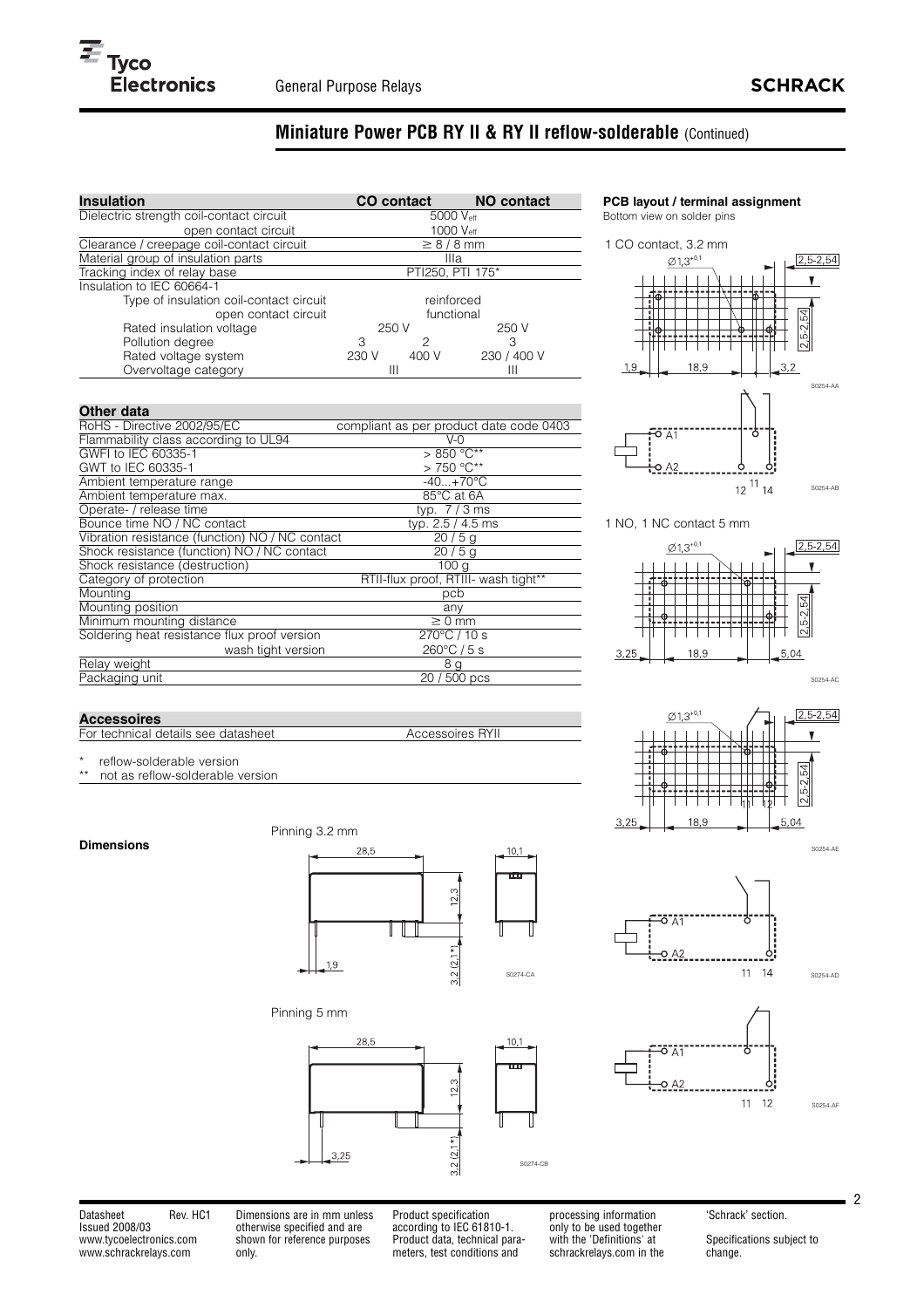## Miniature Power PCB RY II & RY II reflow-solderable (Continued)

| Insulation | CO contact | | NO contact |
|---|---|---|---|
| Dielectric strength coil-contact circuit | 5000 $V_{eff}$ | | |
| open contact circuit | 1000 $V_{eff}$ | | |
| Clearance / creepage coil-contact circuit | ≥ 8 / 8 mm | | |
| Material group of insulation parts | IIIa | | |
| Tracking index of relay base | PTI250, PTI 175* | | |
| Insulation to IEC 60664-1 | | | |
| Type of insulation coil-contact circuit | reinforced | | |
| open contact circuit | functional | | |
| Rated insulation voltage | 250 V | | 250 V |
| Pollution degree | 3 | 2 | 3 |
| Rated voltage system | 230 V | 400 V | 230 / 400 V |
| Overvoltage category | III | | III |

| Other data | |
|---|---|
| RoHS - Directive 2002/95/EC | compliant as per product date code 0403 |
| Flammability class according to UL94 | V-0 |
| GWFI to IEC 60335-1 | > 850 °C** |
| GWT to IEC 60335-1 | > 750 °C** |
| Ambient temperature range | -40...+70°C |
| Ambient temperature max. | 85°C at 6A |
| Operate- / release time | typ. 7 / 3 ms |
| Bounce time NO / NC contact | typ. 2.5 / 4.5 ms |
| Vibration resistance (function) NO / NC contact | 20 / 5 g |
| Shock resistance (function) NO / NC contact | 20 / 5 g |
| Shock resistance (destruction) | 100 g |
| Category of protection | RTII-flux proof, RTIII- wash tight** |
| Mounting | pcb |
| Mounting position | any |
| Minimum mounting distance | ≥ 0 mm |
| Soldering heat resistance flux proof version | 270°C / 10 s |
| wash tight version | 260°C / 5 s |
| Relay weight | 8 g |
| Packaging unit | 20 / 500 pcs |

| Accessoires | |
|---|---|
| For technical details see datasheet | Accessoires RYII |

\* reflow-solderable version
\** not as reflow-solderable version

**Dimensions**

Pinning 3.2 mm

Pinning 5 mm

**PCB layout / terminal assignment**
Bottom view on solder pins

1 CO contact, 3.2 mm

1 NO, 1 NC contact 5 mm

Datasheet Rev. HC1
Issued 2008/03
www.tycoelectronics.com
www.schrackrelays.com

Dimensions are in mm unless otherwise specified and are shown for reference purposes only.

Product specification according to IEC 61810-1. Product data, technical parameters, test conditions and processing information only to be used together with the 'Definitions' at schrackrelays.com in the 'Schrack' section.

Specifications subject to change.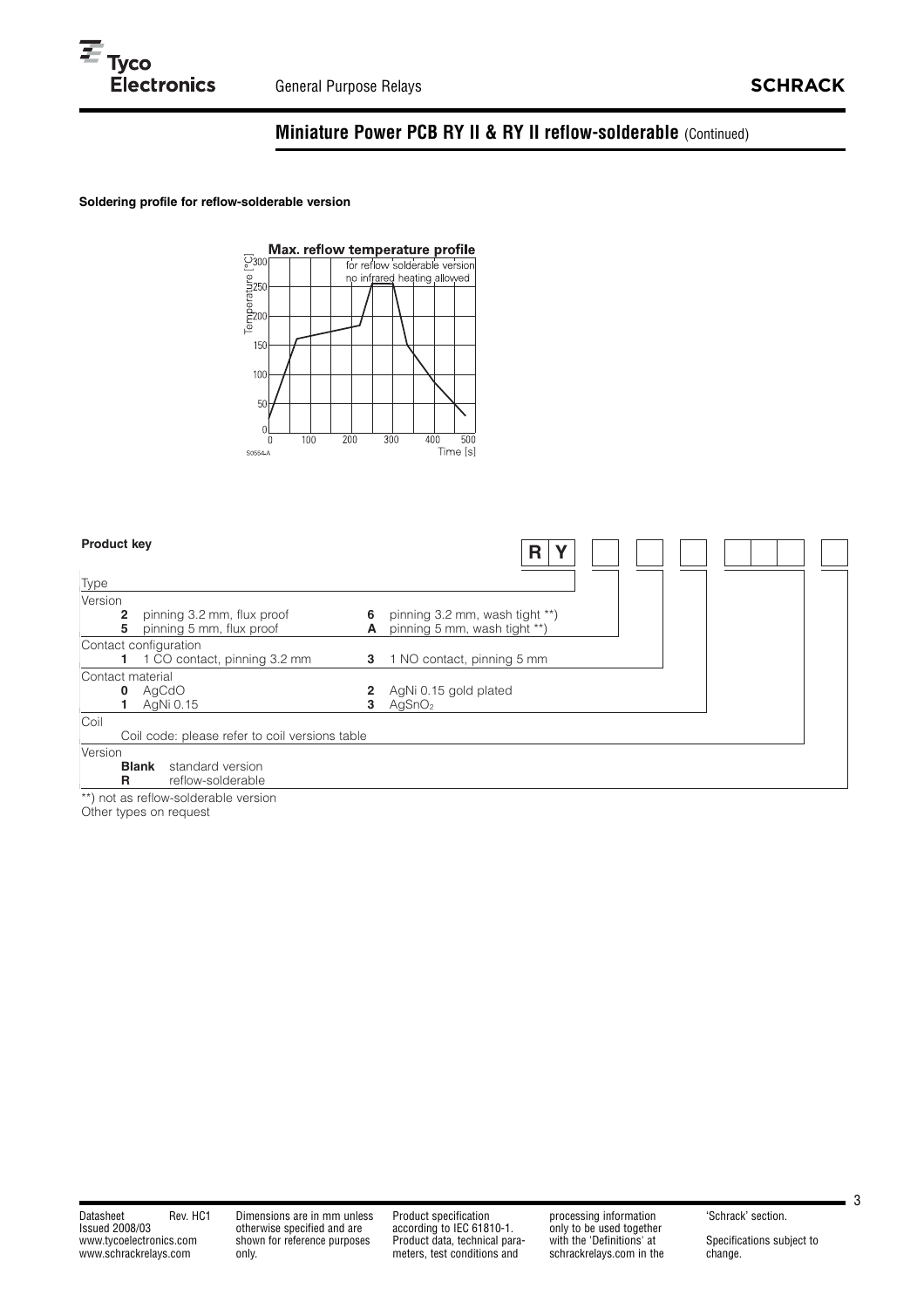## Miniature Power PCB RY II & RY II reflow-solderable (Continued)

**Soldering profile for reflow-solderable version**

**Max. reflow temperature profile**

for reflow solderable version
no infrared heating allowed

Temperature [°C]: 0, 50, 100, 150, 200, 250, 300
Time [s]: 0, 100, 200, 300, 400, 500

S0554-A

**Product key**

| R | Y | | | | | | | |
|---|---|---|---|---|---|---|---|---|

Type

Version

| | | | |
|---|---|---|---|
| **2** | pinning 3.2 mm, flux proof | **6** | pinning 3.2 mm, wash tight **) |
| **5** | pinning 5 mm, flux proof | **A** | pinning 5 mm, wash tight **) |

Contact configuration

| | | | |
|---|---|---|---|
| **1** | 1 CO contact, pinning 3.2 mm | **3** | 1 NO contact, pinning 5 mm |

Contact material

| | | | |
|---|---|---|---|
| **0** | AgCdO | **2** | AgNi 0.15 gold plated |
| **1** | AgNi 0.15 | **3** | $AgSnO_2$ |

Coil

Coil code: please refer to coil versions table

Version

| | |
|---|---|
| **Blank** | standard version |
| **R** | reflow-solderable |

**) not as reflow-solderable version

Other types on request

Datasheet Rev. HC1
Issued 2008/03
www.tycoelectronics.com
www.schrackrelays.com

Dimensions are in mm unless otherwise specified and are shown for reference purposes only.

Product specification according to IEC 61810-1. Product data, technical parameters, test conditions and processing information only to be used together with the 'Definitions' at schrackrelays.com in the 'Schrack' section.

Specifications subject to change.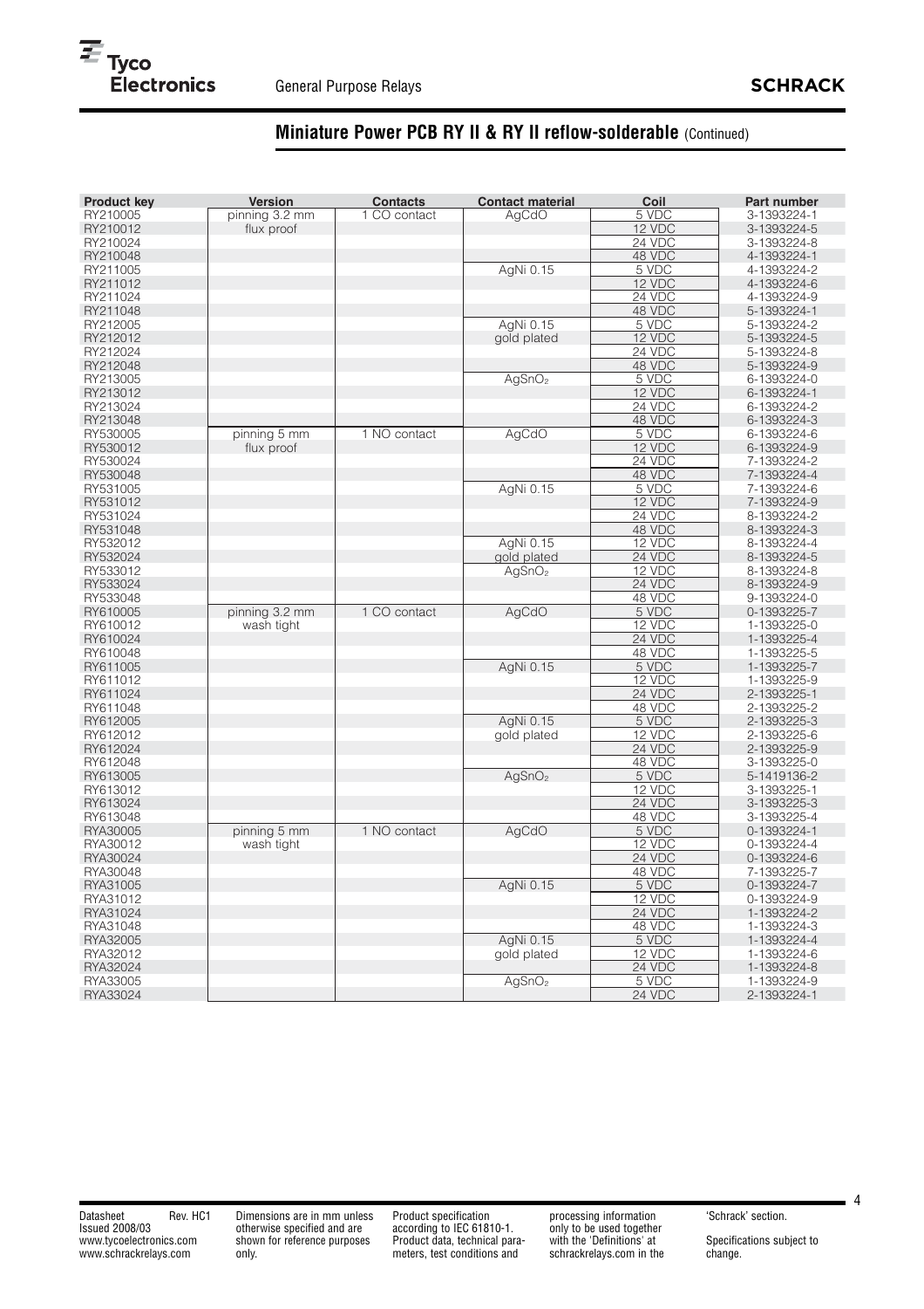## Miniature Power PCB RY II & RY II reflow-solderable (Continued)

| Product key | Version | Contacts | Contact material | Coil | Part number |
|---|---|---|---|---|---|
| RY210005 | pinning 3.2 mm | 1 CO contact | AgCdO | 5 VDC | 3-1393224-1 |
| RY210012 | flux proof | | | 12 VDC | 3-1393224-5 |
| RY210024 | | | | 24 VDC | 3-1393224-8 |
| RY210048 | | | | 48 VDC | 4-1393224-1 |
| RY211005 | | | AgNi 0.15 | 5 VDC | 4-1393224-2 |
| RY211012 | | | | 12 VDC | 4-1393224-6 |
| RY211024 | | | | 24 VDC | 4-1393224-9 |
| RY211048 | | | | 48 VDC | 5-1393224-1 |
| RY212005 | | | AgNi 0.15 | 5 VDC | 5-1393224-2 |
| RY212012 | | | gold plated | 12 VDC | 5-1393224-5 |
| RY212024 | | | | 24 VDC | 5-1393224-8 |
| RY212048 | | | | 48 VDC | 5-1393224-9 |
| RY213005 | | | $AgSnO_2$ | 5 VDC | 6-1393224-0 |
| RY213012 | | | | 12 VDC | 6-1393224-1 |
| RY213024 | | | | 24 VDC | 6-1393224-2 |
| RY213048 | | | | 48 VDC | 6-1393224-3 |
| RY530005 | pinning 5 mm | 1 NO contact | AgCdO | 5 VDC | 6-1393224-6 |
| RY530012 | flux proof | | | 12 VDC | 6-1393224-9 |
| RY530024 | | | | 24 VDC | 7-1393224-2 |
| RY530048 | | | | 48 VDC | 7-1393224-4 |
| RY531005 | | | AgNi 0.15 | 5 VDC | 7-1393224-6 |
| RY531012 | | | | 12 VDC | 7-1393224-9 |
| RY531024 | | | | 24 VDC | 8-1393224-2 |
| RY531048 | | | | 48 VDC | 8-1393224-3 |
| RY532012 | | | AgNi 0.15 | 12 VDC | 8-1393224-4 |
| RY532024 | | | gold plated | 24 VDC | 8-1393224-5 |
| RY533012 | | | $AgSnO_2$ | 12 VDC | 8-1393224-8 |
| RY533024 | | | | 24 VDC | 8-1393224-9 |
| RY533048 | | | | 48 VDC | 9-1393224-0 |
| RY610005 | pinning 3.2 mm | 1 CO contact | AgCdO | 5 VDC | 0-1393225-7 |
| RY610012 | wash tight | | | 12 VDC | 1-1393225-0 |
| RY610024 | | | | 24 VDC | 1-1393225-4 |
| RY610048 | | | | 48 VDC | 1-1393225-5 |
| RY611005 | | | AgNi 0.15 | 5 VDC | 1-1393225-7 |
| RY611012 | | | | 12 VDC | 1-1393225-9 |
| RY611024 | | | | 24 VDC | 2-1393225-1 |
| RY611048 | | | | 48 VDC | 2-1393225-2 |
| RY612005 | | | AgNi 0.15 | 5 VDC | 2-1393225-3 |
| RY612012 | | | gold plated | 12 VDC | 2-1393225-6 |
| RY612024 | | | | 24 VDC | 2-1393225-9 |
| RY612048 | | | | 48 VDC | 3-1393225-0 |
| RY613005 | | | $AgSnO_2$ | 5 VDC | 5-1419136-2 |
| RY613012 | | | | 12 VDC | 3-1393225-1 |
| RY613024 | | | | 24 VDC | 3-1393225-3 |
| RY613048 | | | | 48 VDC | 3-1393225-4 |
| RYA30005 | pinning 5 mm | 1 NO contact | AgCdO | 5 VDC | 0-1393224-1 |
| RYA30012 | wash tight | | | 12 VDC | 0-1393224-4 |
| RYA30024 | | | | 24 VDC | 0-1393224-6 |
| RYA30048 | | | | 48 VDC | 7-1393225-7 |
| RYA31005 | | | AgNi 0.15 | 5 VDC | 0-1393224-7 |
| RYA31012 | | | | 12 VDC | 0-1393224-9 |
| RYA31024 | | | | 24 VDC | 1-1393224-2 |
| RYA31048 | | | | 48 VDC | 1-1393224-3 |
| RYA32005 | | | AgNi 0.15 | 5 VDC | 1-1393224-4 |
| RYA32012 | | | gold plated | 12 VDC | 1-1393224-6 |
| RYA32024 | | | | 24 VDC | 1-1393224-8 |
| RYA33005 | | | $AgSnO_2$ | 5 VDC | 1-1393224-9 |
| RYA33024 | | | | 24 VDC | 2-1393224-1 |

Datasheet Rev. HC1
Issued 2008/03
www.tycoelectronics.com
www.schrackrelays.com

Dimensions are in mm unless otherwise specified and are shown for reference purposes only.

Product specification according to IEC 61810-1. Product data, technical parameters, test conditions and processing information only to be used together with the 'Definitions' at schrackrelays.com in the 'Schrack' section.

Specifications subject to change.